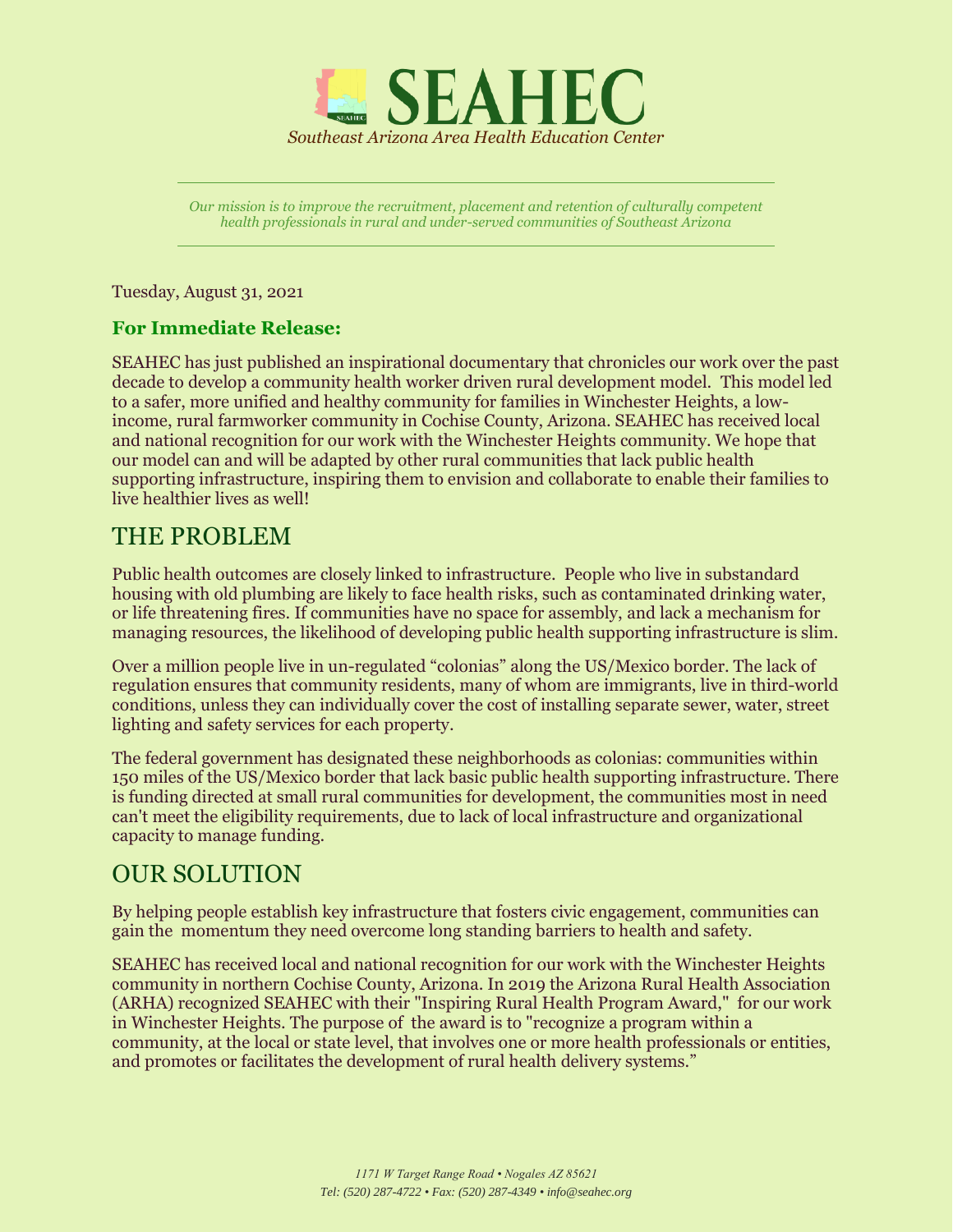# SEAHEC

*Southeast Arizona Area Health Education Center*

*Our mission is to improve the recruitment, placement and retention of culturally competent health professionals in rural and under-served communities of Southeast Arizona*

Tuesday, August 31, 2021

**For Immediate Release:**

SEAHEC has just published an inspirational documentary that chronicles our work over the past decade to develop a community health worker driven rural development model. This model led to a safer, more unified and healthy community for families in Winchester Heights, a low-income, rural farmworker community in Cochise County, Arizona. SEAHEC has received local and national recognition for our work with the Winchester Heights community. We hope that our model can and will be adapted by other rural communities that lack public health supporting infrastructure, inspiring them to envision and collaborate to enable their families to live healthier lives as well!

## THE PROBLEM

Public health outcomes are closely linked to infrastructure. People who live in substandard housing with old plumbing are likely to face health risks, such as contaminated drinking water, or life threatening fires. If communities have no space for assembly, and lack a mechanism for managing resources, the likelihood of developing public health supporting infrastructure is slim.

Over a million people live in un-regulated "colonias" along the US/Mexico border. The lack of regulation ensures that community residents, many of whom are immigrants, live in third-world conditions, unless they can individually cover the cost of installing separate sewer, water, street lighting and safety services for each property.

The federal government has designated these neighborhoods as colonias: communities within 150 miles of the US/Mexico border that lack basic public health supporting infrastructure. There is funding directed at small rural communities for development, the communities most in need can't meet the eligibility requirements, due to lack of local infrastructure and organizational capacity to manage funding.

## OUR SOLUTION

By helping people establish key infrastructure that fosters civic engagement, communities can gain the momentum they need overcome long standing barriers to health and safety.

SEAHEC has received local and national recognition for our work with the Winchester Heights community in northern Cochise County, Arizona. In 2019 the Arizona Rural Health Association (ARHA) recognized SEAHEC with their "Inspiring Rural Health Program Award," for our work in Winchester Heights. The purpose of the award is to "recognize a program within a community, at the local or state level, that involves one or more health professionals or entities, and promotes or facilitates the development of rural health delivery systems."

*1171 W Target Range Road • Nogales AZ 85621*
*Tel: (520) 287-4722 • Fax: (520) 287-4349 • info@seahec.org*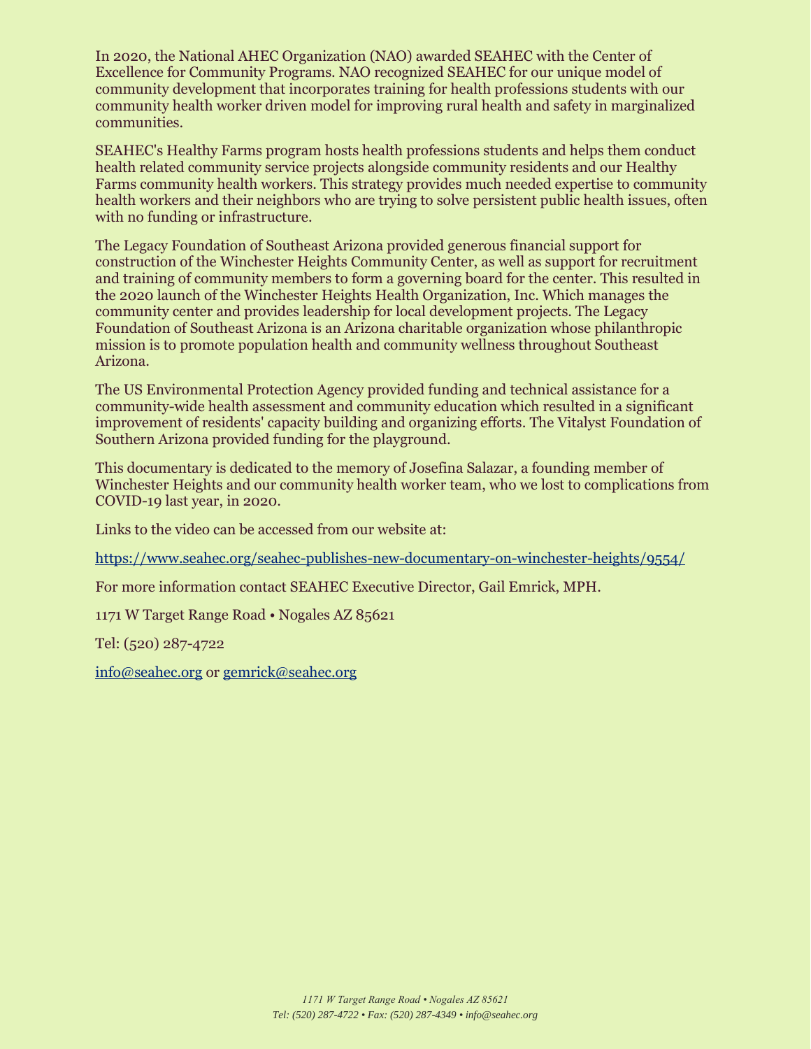In 2020, the National AHEC Organization (NAO) awarded SEAHEC with the Center of Excellence for Community Programs. NAO recognized SEAHEC for our unique model of community development that incorporates training for health professions students with our community health worker driven model for improving rural health and safety in marginalized communities.

SEAHEC's Healthy Farms program hosts health professions students and helps them conduct health related community service projects alongside community residents and our Healthy Farms community health workers. This strategy provides much needed expertise to community health workers and their neighbors who are trying to solve persistent public health issues, often with no funding or infrastructure.

The Legacy Foundation of Southeast Arizona provided generous financial support for construction of the Winchester Heights Community Center, as well as support for recruitment and training of community members to form a governing board for the center. This resulted in the 2020 launch of the Winchester Heights Health Organization, Inc. Which manages the community center and provides leadership for local development projects. The Legacy Foundation of Southeast Arizona is an Arizona charitable organization whose philanthropic mission is to promote population health and community wellness throughout Southeast Arizona.

The US Environmental Protection Agency provided funding and technical assistance for a community-wide health assessment and community education which resulted in a significant improvement of residents' capacity building and organizing efforts. The Vitalyst Foundation of Southern Arizona provided funding for the playground.

This documentary is dedicated to the memory of Josefina Salazar, a founding member of Winchester Heights and our community health worker team, who we lost to complications from COVID-19 last year, in 2020.

Links to the video can be accessed from our website at:

https://www.seahec.org/seahec-publishes-new-documentary-on-winchester-heights/9554/

For more information contact SEAHEC Executive Director, Gail Emrick, MPH.

1171 W Target Range Road • Nogales AZ 85621

Tel: (520) 287-4722

info@seahec.org or gemrick@seahec.org